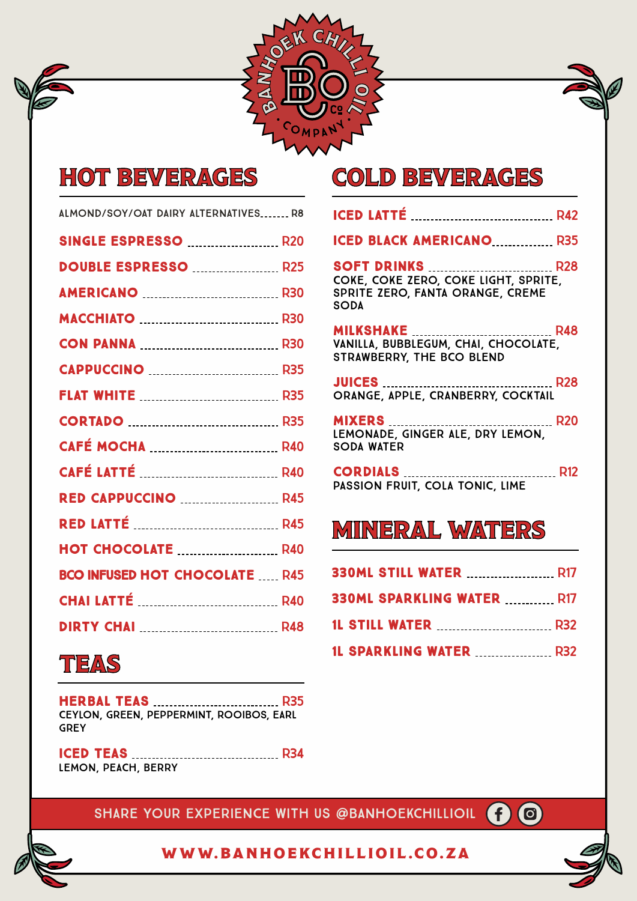# BANHOEK CHILLI OIL COMPANY

## HOT BEVERAGES

ALMOND/SOY/OAT DAIRY ALTERNATIVES ...... R8

| Item | Price |
|---|---|
| SINGLE ESPRESSO | R20 |
| DOUBLE ESPRESSO | R25 |
| AMERICANO | R30 |
| MACCHIATO | R30 |
| CON PANNA | R30 |
| CAPPUCCINO | R35 |
| FLAT WHITE | R35 |
| CORTADO | R35 |
| CAFÉ MOCHA | R40 |
| CAFÉ LATTÉ | R40 |
| RED CAPPUCCINO | R45 |
| RED LATTÉ | R45 |
| HOT CHOCOLATE | R40 |
| BCO INFUSED HOT CHOCOLATE | R45 |
| CHAI LATTÉ | R40 |
| DIRTY CHAI | R48 |

## TEAS

**HERBAL TEAS** ...... R35
CEYLON, GREEN, PEPPERMINT, ROOIBOS, EARL GREY

**ICED TEAS** ...... R34
LEMON, PEACH, BERRY

## COLD BEVERAGES

**ICED LATTÉ** ...... R42

**ICED BLACK AMERICANO** ...... R35

**SOFT DRINKS** ...... R28
COKE, COKE ZERO, COKE LIGHT, SPRITE, SPRITE ZERO, FANTA ORANGE, CREME SODA

**MILKSHAKE** ...... R48
VANILLA, BUBBLEGUM, CHAI, CHOCOLATE, STRAWBERRY, THE BCO BLEND

**JUICES** ...... R28
ORANGE, APPLE, CRANBERRY, COCKTAIL

**MIXERS** ...... R20
LEMONADE, GINGER ALE, DRY LEMON, SODA WATER

**CORDIALS** ...... R12
PASSION FRUIT, COLA TONIC, LIME

## MINERAL WATERS

| Item | Price |
|---|---|
| 330ML STILL WATER | R17 |
| 330ML SPARKLING WATER | R17 |
| 1L STILL WATER | R32 |
| 1L SPARKLING WATER | R32 |

SHARE YOUR EXPERIENCE WITH US @BANHOEKCHILLIOIL

WWW.BANHOEKCHILLIOIL.CO.ZA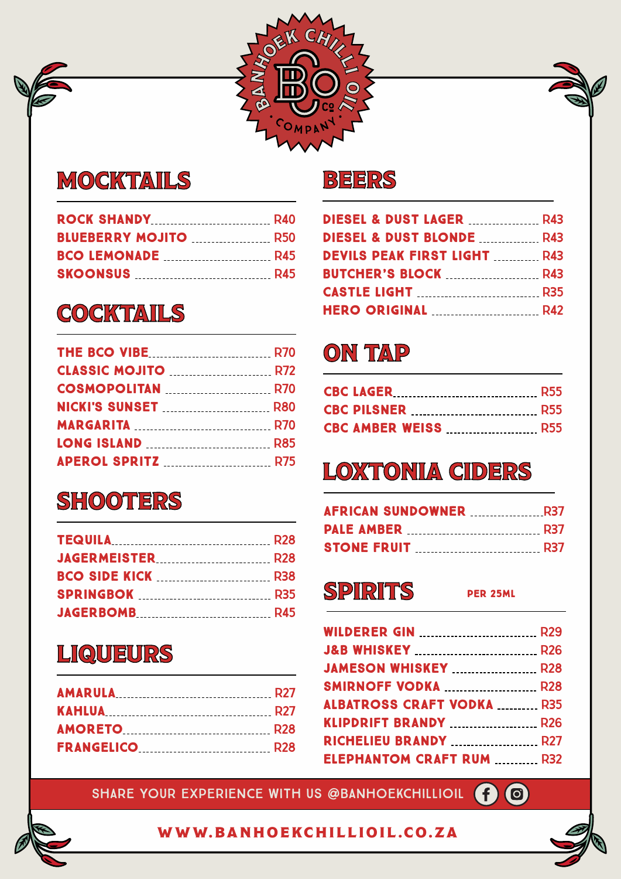BANHOEK CHILLI OIL COMPANY

## MOCKTAILS

| Item | Price |
|---|---|
| ROCK SHANDY | R40 |
| BLUEBERRY MOJITO | R50 |
| BCO LEMONADE | R45 |
| SKOONSUS | R45 |

## COCKTAILS

| Item | Price |
|---|---|
| THE BCO VIBE | R70 |
| CLASSIC MOJITO | R72 |
| COSMOPOLITAN | R70 |
| NICKI'S SUNSET | R80 |
| MARGARITA | R70 |
| LONG ISLAND | R85 |
| APEROL SPRITZ | R75 |

## SHOOTERS

| Item | Price |
|---|---|
| TEQUILA | R28 |
| JAGERMEISTER | R28 |
| BCO SIDE KICK | R38 |
| SPRINGBOK | R35 |
| JAGERBOMB | R45 |

## LIQUEURS

| Item | Price |
|---|---|
| AMARULA | R27 |
| KAHLUA | R27 |
| AMORETO | R28 |
| FRANGELICO | R28 |

## BEERS

| Item | Price |
|---|---|
| DIESEL & DUST LAGER | R43 |
| DIESEL & DUST BLONDE | R43 |
| DEVILS PEAK FIRST LIGHT | R43 |
| BUTCHER'S BLOCK | R43 |
| CASTLE LIGHT | R35 |
| HERO ORIGINAL | R42 |

## ON TAP

| Item | Price |
|---|---|
| CBC LAGER | R55 |
| CBC PILSNER | R55 |
| CBC AMBER WEISS | R55 |

## LOXTONIA CIDERS

| Item | Price |
|---|---|
| AFRICAN SUNDOWNER | R37 |
| PALE AMBER | R37 |
| STONE FRUIT | R37 |

## SPIRITS

PER 25ML

| Item | Price |
|---|---|
| WILDERER GIN | R29 |
| J&B WHISKEY | R26 |
| JAMESON WHISKEY | R28 |
| SMIRNOFF VODKA | R28 |
| ALBATROSS CRAFT VODKA | R35 |
| KLIPDRIFT BRANDY | R26 |
| RICHELIEU BRANDY | R27 |
| ELEPHANTOM CRAFT RUM | R32 |

SHARE YOUR EXPERIENCE WITH US @BANHOEKCHILLIOIL

WWW.BANHOEKCHILLIOIL.CO.ZA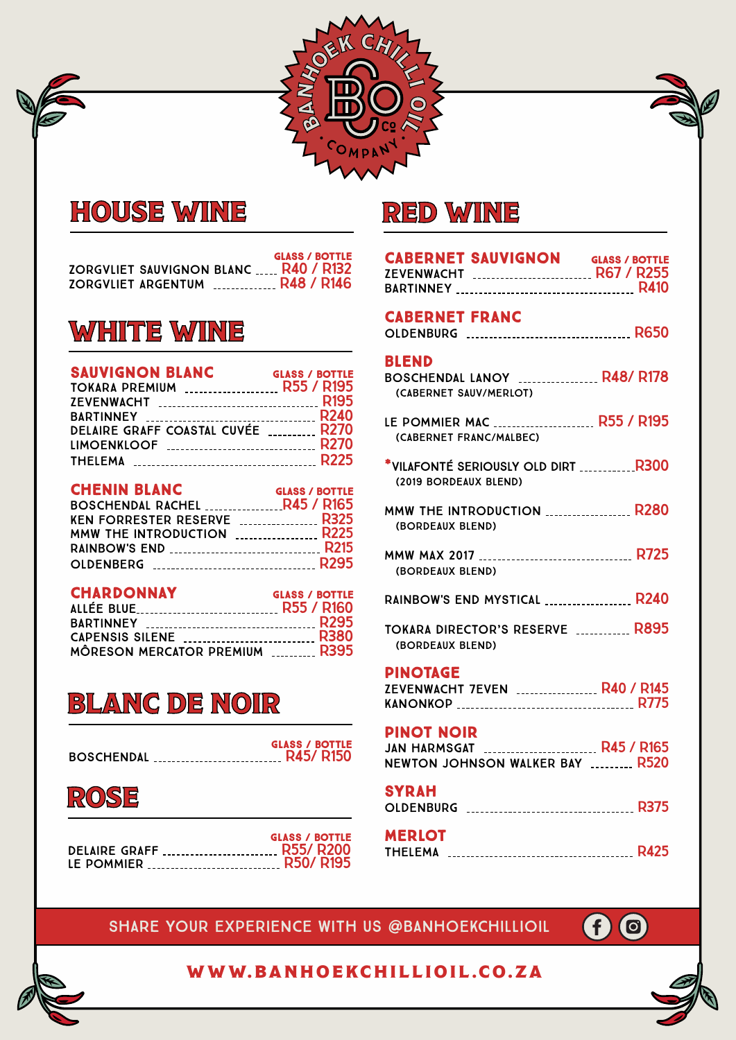BANHOEK CHILLI OIL COMPANY

# HOUSE WINE

| | GLASS / BOTTLE |
|---|---|
| ZORGVLIET SAUVIGNON BLANC | R40 / R132 |
| ZORGVLIET ARGENTUM | R48 / R146 |

# WHITE WINE

## SAUVIGNON BLANC

| | GLASS / BOTTLE |
|---|---|
| TOKARA PREMIUM | R55 / R195 |
| ZEVENWACHT | R195 |
| BARTINNEY | R240 |
| DELAIRE GRAFF COASTAL CUVÉE | R270 |
| LIMOENKLOOF | R270 |
| THELEMA | R225 |

## CHENIN BLANC

| | GLASS / BOTTLE |
|---|---|
| BOSCHENDAL RACHEL | R45 / R165 |
| KEN FORRESTER RESERVE | R325 |
| MMW THE INTRODUCTION | R225 |
| RAINBOW'S END | R215 |
| OLDENBERG | R295 |

## CHARDONNAY

| | GLASS / BOTTLE |
|---|---|
| ALLÉE BLUE | R55 / R160 |
| BARTINNEY | R295 |
| CAPENSIS SILENE | R380 |
| MÔRESON MERCATOR PREMIUM | R395 |

# BLANC DE NOIR

| | GLASS / BOTTLE |
|---|---|
| BOSCHENDAL | R45/ R150 |

# ROSE

| | GLASS / BOTTLE |
|---|---|
| DELAIRE GRAFF | R55/ R200 |
| LE POMMIER | R50/ R195 |

# RED WINE

## CABERNET SAUVIGNON

| | GLASS / BOTTLE |
|---|---|
| ZEVENWACHT | R67 / R255 |
| BARTINNEY | R410 |

## CABERNET FRANC

| | |
|---|---|
| OLDENBURG | R650 |

## BLEND

| | |
|---|---|
| BOSCHENDAL LANOY (CABERNET SAUV/MERLOT) | R48/ R178 |
| LE POMMIER MAC (CABERNET FRANC/MALBEC) | R55 / R195 |
| *VILAFONTÉ SERIOUSLY OLD DIRT (2019 BORDEAUX BLEND) | R300 |
| MMW THE INTRODUCTION (BORDEAUX BLEND) | R280 |
| MMW MAX 2017 (BORDEAUX BLEND) | R725 |
| RAINBOW'S END MYSTICAL | R240 |
| TOKARA DIRECTOR'S RESERVE (BORDEAUX BLEND) | R895 |

## PINOTAGE

| | |
|---|---|
| ZEVENWACHT 7EVEN | R40 / R145 |
| KANONKOP | R775 |

## PINOT NOIR

| | |
|---|---|
| JAN HARMSGAT | R45 / R165 |
| NEWTON JOHNSON WALKER BAY | R520 |

## SYRAH

| | |
|---|---|
| OLDENBURG | R375 |

## MERLOT

| | |
|---|---|
| THELEMA | R425 |

SHARE YOUR EXPERIENCE WITH US @BANHOEKCHILLIOIL

WWW.BANHOEKCHILLIOIL.CO.ZA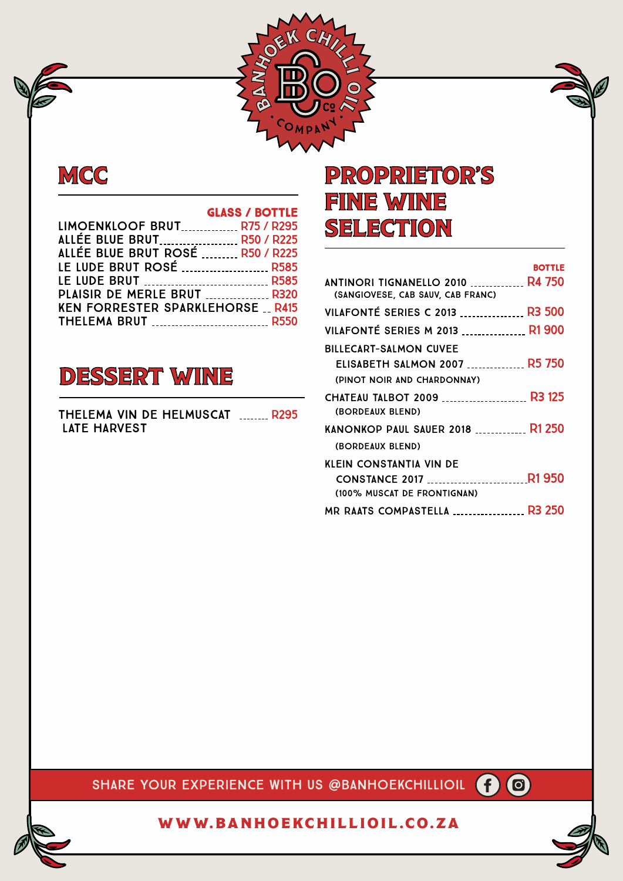BANHOEK CHILLI OIL COMPANY

## MCC

| | GLASS / BOTTLE |
|---|---|
| LIMOENKLOOF BRUT | R75 / R295 |
| ALLÉE BLUE BRUT | R50 / R225 |
| ALLÉE BLUE BRUT ROSÉ | R50 / R225 |
| LE LUDE BRUT ROSÉ | R585 |
| LE LUDE BRUT | R585 |
| PLAISIR DE MERLE BRUT | R320 |
| KEN FORRESTER SPARKLEHORSE | R415 |
| THELEMA BRUT | R550 |

## DESSERT WINE

| | |
|---|---|
| THELEMA VIN DE HELMUSCAT LATE HARVEST | R295 |

## PROPRIETOR'S FINE WINE SELECTION

| | BOTTLE |
|---|---|
| ANTINORI TIGNANELLO 2010 (SANGIOVESE, CAB SAUV, CAB FRANC) | R4 750 |
| VILAFONTÉ SERIES C 2013 | R3 500 |
| VILAFONTÉ SERIES M 2013 | R1 900 |
| BILLECART-SALMON CUVEE ELISABETH SALMON 2007 (PINOT NOIR AND CHARDONNAY) | R5 750 |
| CHATEAU TALBOT 2009 (BORDEAUX BLEND) | R3 125 |
| KANONKOP PAUL SAUER 2018 (BORDEAUX BLEND) | R1 250 |
| KLEIN CONSTANTIA VIN DE CONSTANCE 2017 (100% MUSCAT DE FRONTIGNAN) | R1 950 |
| MR RAATS COMPASTELLA | R3 250 |

SHARE YOUR EXPERIENCE WITH US @BANHOEKCHILLIOIL

WWW.BANHOEKCHILLIOIL.CO.ZA